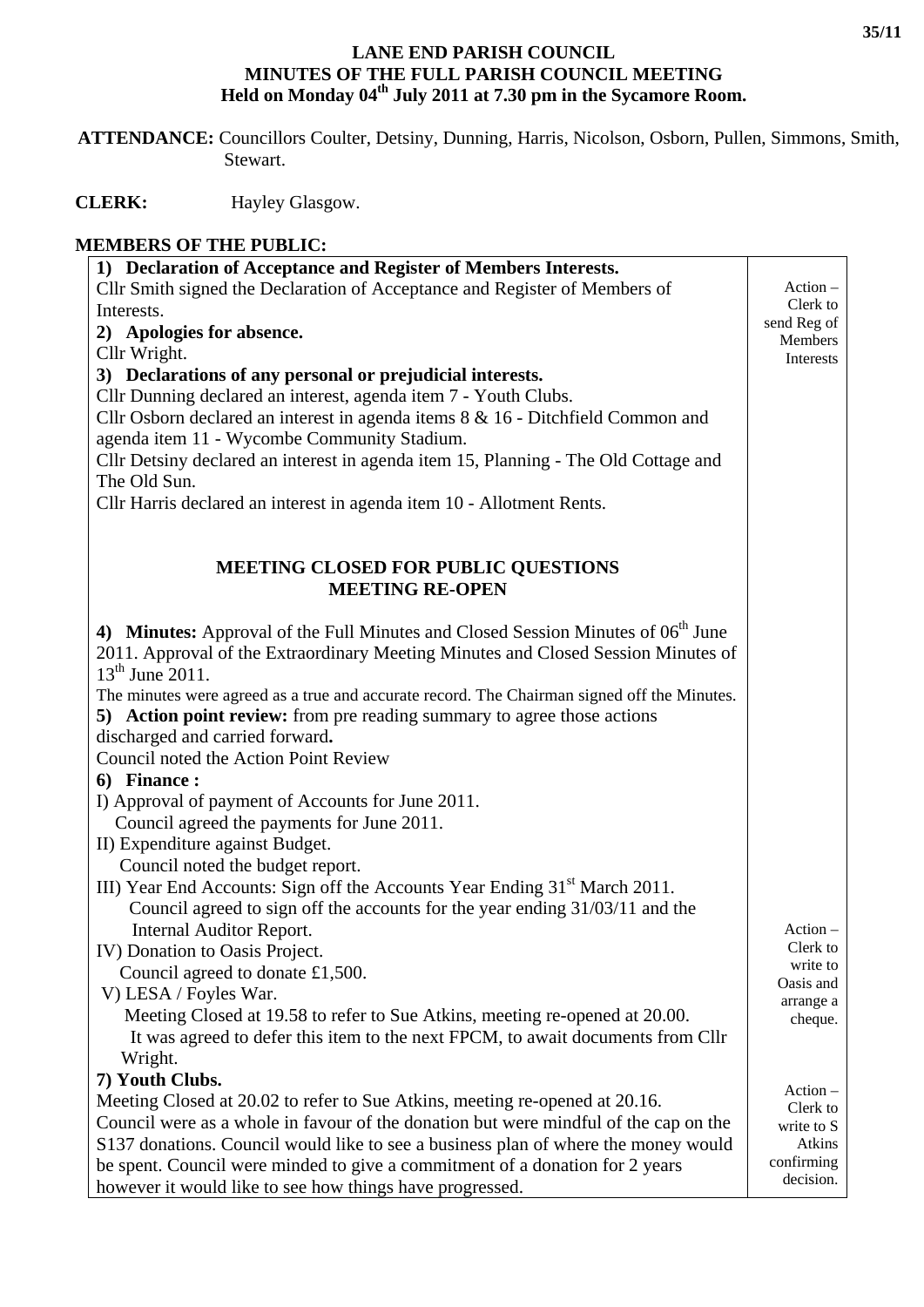# LANE END PARISH COUNCIL
## MINUTES OF THE FULL PARISH COUNCIL MEETING
### Held on Monday 04th July 2011 at 7.30 pm in the Sycamore Room.

**ATTENDANCE:** Councillors Coulter, Detsiny, Dunning, Harris, Nicolson, Osborn, Pullen, Simmons, Smith, Stewart.

**CLERK:** Hayley Glasgow.

**MEMBERS OF THE PUBLIC:**

| | |
|---|---|
| **1) Declaration of Acceptance and Register of Members Interests.**<br>Cllr Smith signed the Declaration of Acceptance and Register of Members of Interests.<br>**2) Apologies for absence.**<br>Cllr Wright.<br>**3) Declarations of any personal or prejudicial interests.**<br>Cllr Dunning declared an interest, agenda item 7 - Youth Clubs.<br>Cllr Osborn declared an interest in agenda items 8 & 16 - Ditchfield Common and agenda item 11 - Wycombe Community Stadium.<br>Cllr Detsiny declared an interest in agenda item 15, Planning - The Old Cottage and The Old Sun.<br>Cllr Harris declared an interest in agenda item 10 - Allotment Rents.<br><br>**MEETING CLOSED FOR PUBLIC QUESTIONS**<br>**MEETING RE-OPEN**<br><br>**4) Minutes:** Approval of the Full Minutes and Closed Session Minutes of 06th June 2011. Approval of the Extraordinary Meeting Minutes and Closed Session Minutes of 13th June 2011.<br>The minutes were agreed as a true and accurate record. The Chairman signed off the Minutes.<br>**5) Action point review:** from pre reading summary to agree those actions discharged and carried forward**.**<br>Council noted the Action Point Review<br>**6) Finance :**<br>I) Approval of payment of Accounts for June 2011.<br>Council agreed the payments for June 2011.<br>II) Expenditure against Budget.<br>Council noted the budget report.<br>III) Year End Accounts: Sign off the Accounts Year Ending 31st March 2011.<br>Council agreed to sign off the accounts for the year ending 31/03/11 and the Internal Auditor Report.<br>IV) Donation to Oasis Project.<br>Council agreed to donate £1,500.<br>V) LESA / Foyles War.<br>Meeting Closed at 19.58 to refer to Sue Atkins, meeting re-opened at 20.00.<br>It was agreed to defer this item to the next FPCM, to await documents from Cllr Wright.<br>**7) Youth Clubs.**<br>Meeting Closed at 20.02 to refer to Sue Atkins, meeting re-opened at 20.16.<br>Council were as a whole in favour of the donation but were mindful of the cap on the S137 donations. Council would like to see a business plan of where the money would be spent. Council were minded to give a commitment of a donation for 2 years however it would like to see how things have progressed. | Action – Clerk to send Reg of Members Interests<br><br>Action – Clerk to write to Oasis and arrange a cheque.<br><br>Action – Clerk to write to S Atkins confirming decision. |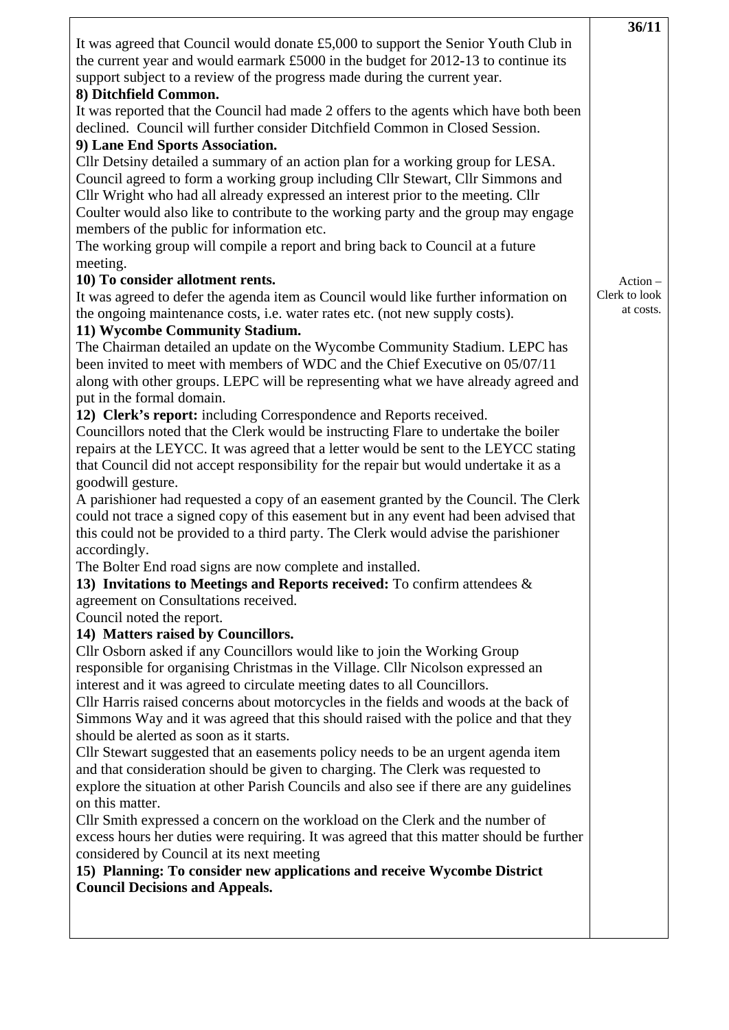It was agreed that Council would donate £5,000 to support the Senior Youth Club in the current year and would earmark £5000 in the budget for 2012-13 to continue its support subject to a review of the progress made during the current year.

**8) Ditchfield Common.**

It was reported that the Council had made 2 offers to the agents which have both been declined. Council will further consider Ditchfield Common in Closed Session.

**9) Lane End Sports Association.**

Cllr Detsiny detailed a summary of an action plan for a working group for LESA. Council agreed to form a working group including Cllr Stewart, Cllr Simmons and Cllr Wright who had all already expressed an interest prior to the meeting. Cllr Coulter would also like to contribute to the working party and the group may engage members of the public for information etc.

The working group will compile a report and bring back to Council at a future meeting.

**10) To consider allotment rents.**

It was agreed to defer the agenda item as Council would like further information on the ongoing maintenance costs, i.e. water rates etc. (not new supply costs).

Action – Clerk to look at costs.

**11) Wycombe Community Stadium.**

The Chairman detailed an update on the Wycombe Community Stadium. LEPC has been invited to meet with members of WDC and the Chief Executive on 05/07/11 along with other groups. LEPC will be representing what we have already agreed and put in the formal domain.

**12) Clerk's report:** including Correspondence and Reports received.

Councillors noted that the Clerk would be instructing Flare to undertake the boiler repairs at the LEYCC. It was agreed that a letter would be sent to the LEYCC stating that Council did not accept responsibility for the repair but would undertake it as a goodwill gesture.

A parishioner had requested a copy of an easement granted by the Council. The Clerk could not trace a signed copy of this easement but in any event had been advised that this could not be provided to a third party. The Clerk would advise the parishioner accordingly.

The Bolter End road signs are now complete and installed.

**13) Invitations to Meetings and Reports received:** To confirm attendees & agreement on Consultations received.

Council noted the report.

**14) Matters raised by Councillors.**

Cllr Osborn asked if any Councillors would like to join the Working Group responsible for organising Christmas in the Village. Cllr Nicolson expressed an interest and it was agreed to circulate meeting dates to all Councillors.

Cllr Harris raised concerns about motorcycles in the fields and woods at the back of Simmons Way and it was agreed that this should raised with the police and that they should be alerted as soon as it starts.

Cllr Stewart suggested that an easements policy needs to be an urgent agenda item and that consideration should be given to charging. The Clerk was requested to explore the situation at other Parish Councils and also see if there are any guidelines on this matter.

Cllr Smith expressed a concern on the workload on the Clerk and the number of excess hours her duties were requiring. It was agreed that this matter should be further considered by Council at its next meeting

**15) Planning: To consider new applications and receive Wycombe District Council Decisions and Appeals.**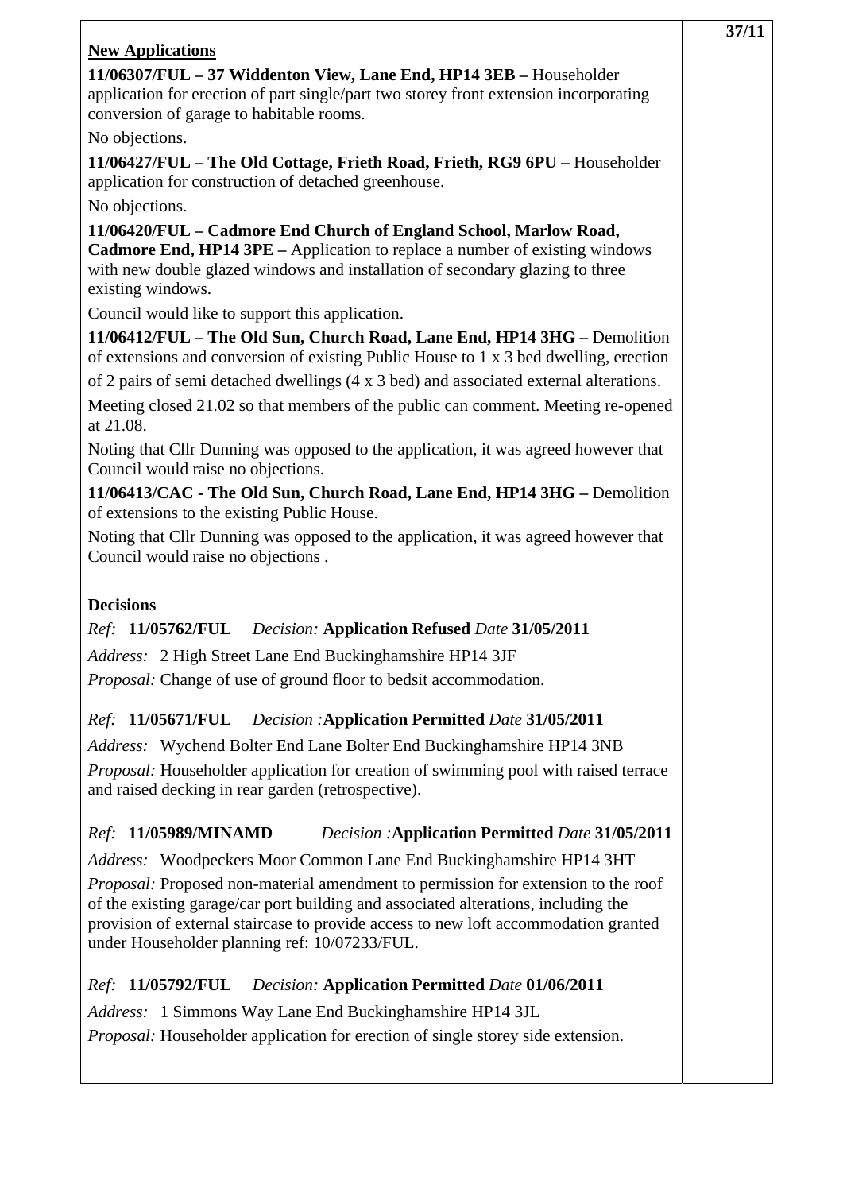**New Applications**

**11/06307/FUL – 37 Widdenton View, Lane End, HP14 3EB –** Householder application for erection of part single/part two storey front extension incorporating conversion of garage to habitable rooms.

No objections.

**11/06427/FUL – The Old Cottage, Frieth Road, Frieth, RG9 6PU –** Householder application for construction of detached greenhouse.

No objections.

**11/06420/FUL – Cadmore End Church of England School, Marlow Road, Cadmore End, HP14 3PE –** Application to replace a number of existing windows with new double glazed windows and installation of secondary glazing to three existing windows.

Council would like to support this application.

**11/06412/FUL – The Old Sun, Church Road, Lane End, HP14 3HG –** Demolition of extensions and conversion of existing Public House to 1 x 3 bed dwelling, erection of 2 pairs of semi detached dwellings (4 x 3 bed) and associated external alterations.

Meeting closed 21.02 so that members of the public can comment. Meeting re-opened at 21.08.

Noting that Cllr Dunning was opposed to the application, it was agreed however that Council would raise no objections.

**11/06413/CAC - The Old Sun, Church Road, Lane End, HP14 3HG –** Demolition of extensions to the existing Public House.

Noting that Cllr Dunning was opposed to the application, it was agreed however that Council would raise no objections .

**Decisions**

*Ref:* **11/05762/FUL** *Decision:* **Application Refused** *Date* **31/05/2011**

*Address:* 2 High Street Lane End Buckinghamshire HP14 3JF

*Proposal:* Change of use of ground floor to bedsit accommodation.

*Ref:* **11/05671/FUL** *Decision :* **Application Permitted** *Date* **31/05/2011**

*Address:* Wychend Bolter End Lane Bolter End Buckinghamshire HP14 3NB

*Proposal:* Householder application for creation of swimming pool with raised terrace and raised decking in rear garden (retrospective).

*Ref:* **11/05989/MINAMD** *Decision :* **Application Permitted** *Date* **31/05/2011**

*Address:* Woodpeckers Moor Common Lane End Buckinghamshire HP14 3HT

*Proposal:* Proposed non-material amendment to permission for extension to the roof of the existing garage/car port building and associated alterations, including the provision of external staircase to provide access to new loft accommodation granted under Householder planning ref: 10/07233/FUL.

*Ref:* **11/05792/FUL** *Decision:* **Application Permitted** *Date* **01/06/2011**

*Address:* 1 Simmons Way Lane End Buckinghamshire HP14 3JL

*Proposal:* Householder application for erection of single storey side extension.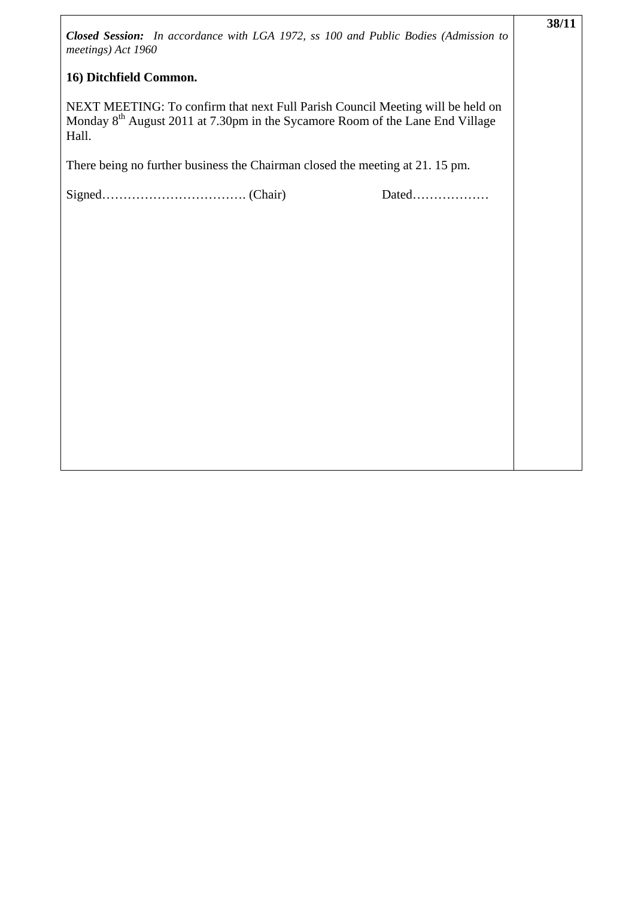***Closed Session:*** *In accordance with LGA 1972, ss 100 and Public Bodies (Admission to meetings) Act 1960*

**16) Ditchfield Common.**

NEXT MEETING: To confirm that next Full Parish Council Meeting will be held on Monday 8th August 2011 at 7.30pm in the Sycamore Room of the Lane End Village Hall.

There being no further business the Chairman closed the meeting at 21. 15 pm.

Signed……………………………. (Chair)                                   Dated………………